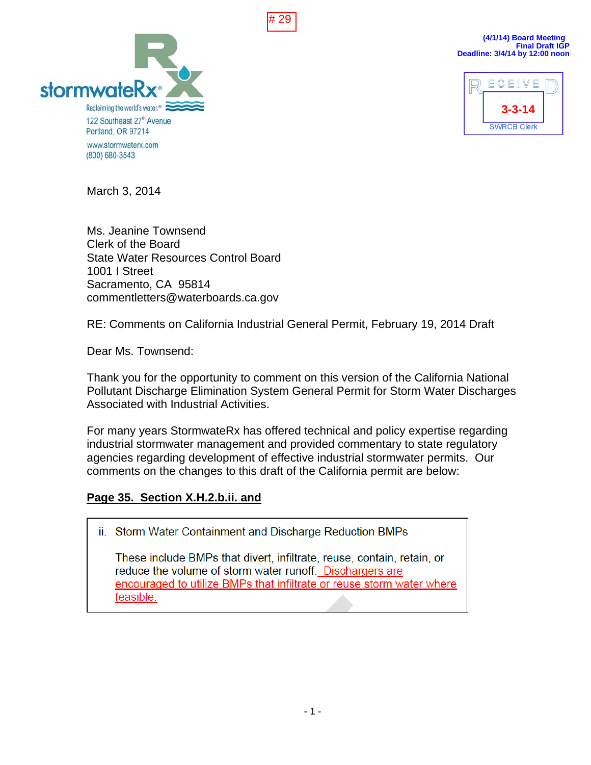# 29

stormwateRx®
Reclaiming the world's water.®
122 Southeast 27th Avenue
Portland, OR 97214
www.stormwaterx.com
(800) 680-3543

(4/1/14) Board Meeting
Final Draft IGP
Deadline: 3/4/14 by 12:00 noon

RECEIVED
3-3-14
SWRCB Clerk

March 3, 2014

Ms. Jeanine Townsend
Clerk of the Board
State Water Resources Control Board
1001 I Street
Sacramento, CA 95814
commentletters@waterboards.ca.gov

RE: Comments on California Industrial General Permit, February 19, 2014 Draft

Dear Ms. Townsend:

Thank you for the opportunity to comment on this version of the California National Pollutant Discharge Elimination System General Permit for Storm Water Discharges Associated with Industrial Activities.

For many years StormwateRx has offered technical and policy expertise regarding industrial stormwater management and provided commentary to state regulatory agencies regarding development of effective industrial stormwater permits. Our comments on the changes to this draft of the California permit are below:

**Page 35. Section X.H.2.b.ii. and**

> ii. Storm Water Containment and Discharge Reduction BMPs
>
> These include BMPs that divert, infiltrate, reuse, contain, retain, or reduce the volume of storm water runoff. Dischargers are encouraged to utilize BMPs that infiltrate or reuse storm water where feasible.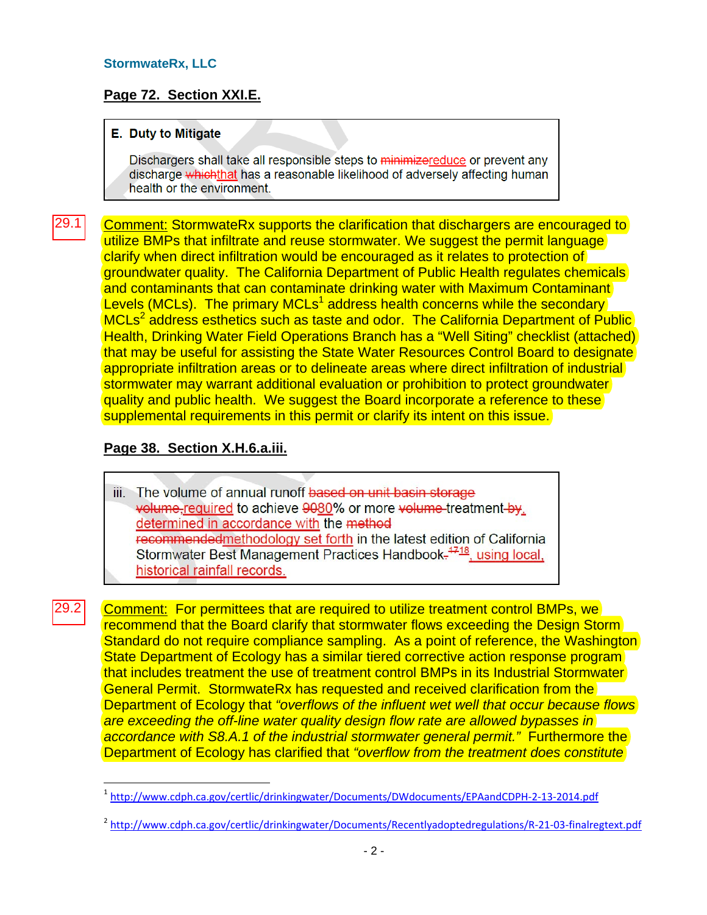StormwateRx, LLC

**Page 72. Section XXI.E.**

> **E. Duty to Mitigate**
>
> Dischargers shall take all responsible steps to ~~minimize~~reduce or prevent any discharge ~~which~~that has a reasonable likelihood of adversely affecting human health or the environment.

29.1

Comment: StormwateRx supports the clarification that dischargers are encouraged to utilize BMPs that infiltrate and reuse stormwater. We suggest the permit language clarify when direct infiltration would be encouraged as it relates to protection of groundwater quality. The California Department of Public Health regulates chemicals and contaminants that can contaminate drinking water with Maximum Contaminant Levels (MCLs). The primary MCLs[1] address health concerns while the secondary MCLs[2] address esthetics such as taste and odor. The California Department of Public Health, Drinking Water Field Operations Branch has a "Well Siting" checklist (attached) that may be useful for assisting the State Water Resources Control Board to designate appropriate infiltration areas or to delineate areas where direct infiltration of industrial stormwater may warrant additional evaluation or prohibition to protect groundwater quality and public health. We suggest the Board incorporate a reference to these supplemental requirements in this permit or clarify its intent on this issue.

**Page 38. Section X.H.6.a.iii.**

> iii. The volume of annual runoff ~~based on unit basin storage volume,~~required to achieve ~~90~~80% or more ~~volume~~ treatment ~~by~~, determined in accordance with the ~~method recommended~~methodology set forth in the latest edition of California Stormwater Best Management Practices Handbook~~.~~ ~~17~~18, using local, historical rainfall records.

29.2

Comment: For permittees that are required to utilize treatment control BMPs, we recommend that the Board clarify that stormwater flows exceeding the Design Storm Standard do not require compliance sampling. As a point of reference, the Washington State Department of Ecology has a similar tiered corrective action response program that includes treatment the use of treatment control BMPs in its Industrial Stormwater General Permit. StormwateRx has requested and received clarification from the Department of Ecology that *"overflows of the influent wet well that occur because flows are exceeding the off-line water quality design flow rate are allowed bypasses in accordance with S8.A.1 of the industrial stormwater general permit."* Furthermore the Department of Ecology has clarified that *"overflow from the treatment does constitute*

---

[1] http://www.cdph.ca.gov/certlic/drinkingwater/Documents/DWdocuments/EPAandCDPH-2-13-2014.pdf

[2] http://www.cdph.ca.gov/certlic/drinkingwater/Documents/Recentlyadoptedregulations/R-21-03-finalregtext.pdf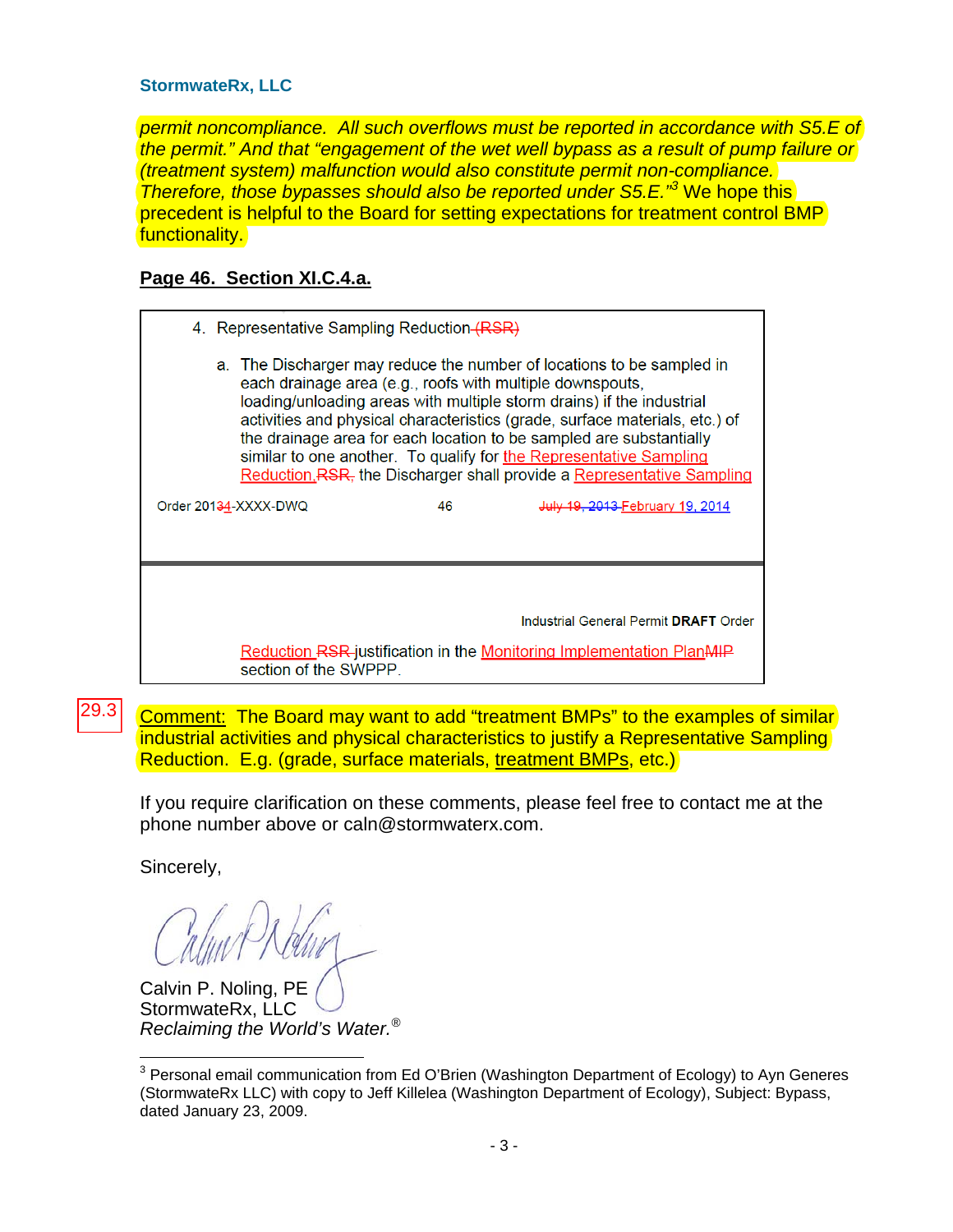permit noncompliance. All such overflows must be reported in accordance with S5.E of the permit." And that "engagement of the wet well bypass as a result of pump failure or (treatment system) malfunction would also constitute permit non-compliance. Therefore, those bypasses should also be reported under S5.E."[3] We hope this precedent is helpful to the Board for setting expectations for treatment control BMP functionality.

**Page 46. Section XI.C.4.a.**

> 4. Representative Sampling Reduction ~~(RSR)~~
>
> a. The Discharger may reduce the number of locations to be sampled in each drainage area (e.g., roofs with multiple downspouts, loading/unloading areas with multiple storm drains) if the industrial activities and physical characteristics (grade, surface materials, etc.) of the drainage area for each location to be sampled are substantially similar to one another. To qualify for the Representative Sampling Reduction, ~~RSR,~~ the Discharger shall provide a Representative Sampling Reduction ~~RSR~~ justification in the Monitoring Implementation Plan~~MIP~~ section of the SWPPP.
>
> Order 201~~3~~4-XXXX-DWQ 46 ~~July 19, 2013~~ February 19, 2014
>
> Industrial General Permit **DRAFT** Order

29.3

Comment: The Board may want to add "treatment BMPs" to the examples of similar industrial activities and physical characteristics to justify a Representative Sampling Reduction. E.g. (grade, surface materials, treatment BMPs, etc.)

If you require clarification on these comments, please feel free to contact me at the phone number above or caln@stormwaterx.com.

Sincerely,

Calvin P. Noling, PE
StormwateRx, LLC
*Reclaiming the World's Water.*®

[3] Personal email communication from Ed O'Brien (Washington Department of Ecology) to Ayn Generes (StormwateRx LLC) with copy to Jeff Killelea (Washington Department of Ecology), Subject: Bypass, dated January 23, 2009.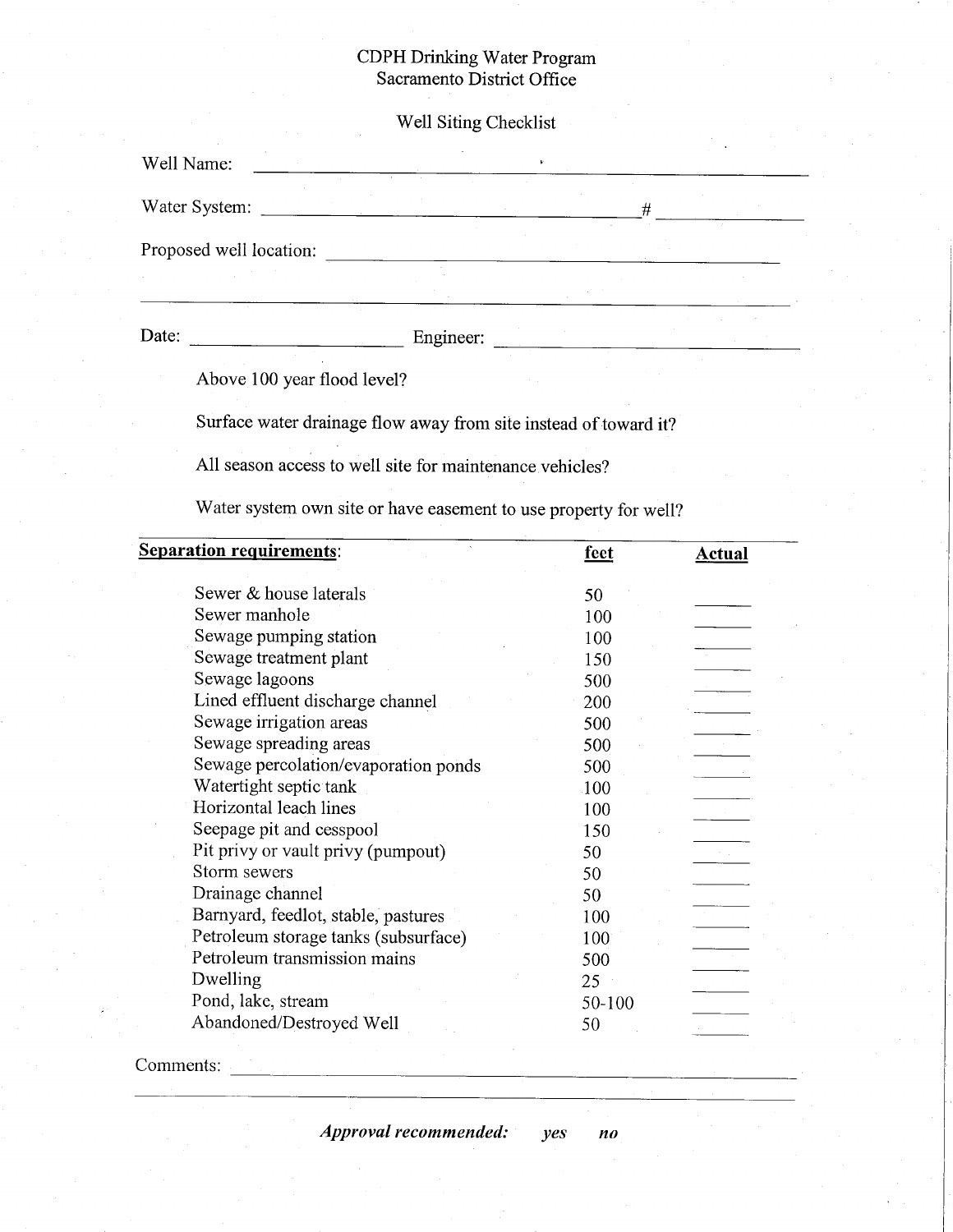CDPH Drinking Water Program
Sacramento District Office

Well Siting Checklist

Well Name: ______________________________

Water System: ______________________________ # ______________

Proposed well location: ______________________________

______________________________

Date: ____________________ Engineer: ______________________________

Above 100 year flood level?

Surface water drainage flow away from site instead of toward it?

All season access to well site for maintenance vehicles?

Water system own site or have easement to use property for well?

| **Separation requirements**: | **feet** | **Actual** |
|---|---|---|
| Sewer & house laterals | 50 | ______ |
| Sewer manhole | 100 | ______ |
| Sewage pumping station | 100 | ______ |
| Sewage treatment plant | 150 | ______ |
| Sewage lagoons | 500 | ______ |
| Lined effluent discharge channel | 200 | ______ |
| Sewage irrigation areas | 500 | ______ |
| Sewage spreading areas | 500 | ______ |
| Sewage percolation/evaporation ponds | 500 | ______ |
| Watertight septic tank | 100 | ______ |
| Horizontal leach lines | 100 | ______ |
| Seepage pit and cesspool | 150 | ______ |
| Pit privy or vault privy (pumpout) | 50 | ______ |
| Storm sewers | 50 | ______ |
| Drainage channel | 50 | ______ |
| Barnyard, feedlot, stable, pastures | 100 | ______ |
| Petroleum storage tanks (subsurface) | 100 | ______ |
| Petroleum transmission mains | 500 | ______ |
| Dwelling | 25 | ______ |
| Pond, lake, stream | 50-100 | ______ |
| Abandoned/Destroyed Well | 50 | ______ |

Comments: ______________________________

______________________________

***Approval recommended:*** *yes* *no*